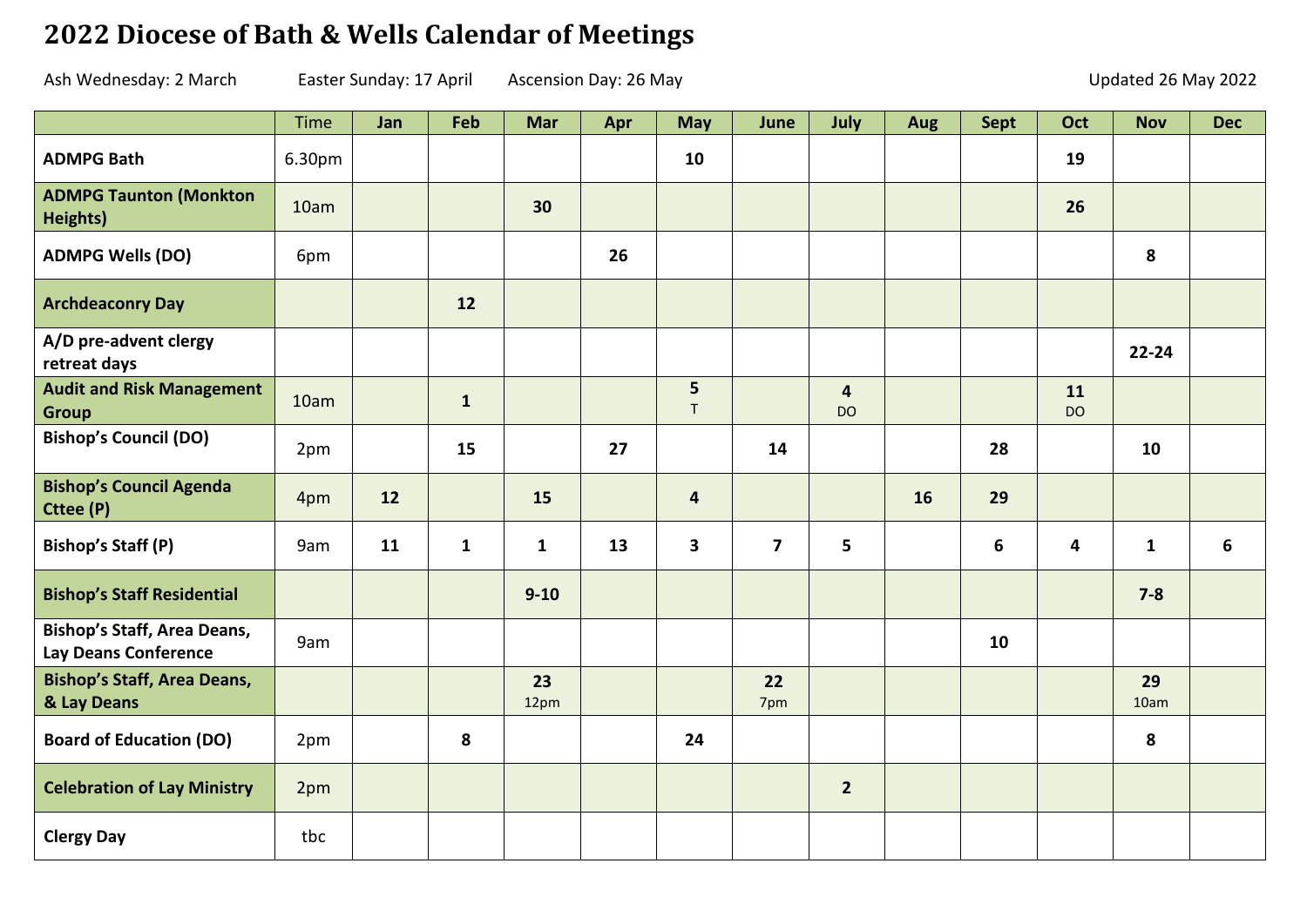# 2022 Diocese of Bath & Wells Calendar of Meetings

Ash Wednesday: 2 March Easter Sunday: 17 April Ascension Day: 26 May Updated 26 May 2022

| | Time | Jan | Feb | Mar | Apr | May | June | July | Aug | Sept | Oct | Nov | Dec |
|---|---|---|---|---|---|---|---|---|---|---|---|---|---|
| **ADMPG Bath** | 6.30pm | | | | | **10** | | | | | **19** | | |
| **ADMPG Taunton (Monkton Heights)** | 10am | | | **30** | | | | | | | **26** | | |
| **ADMPG Wells (DO)** | 6pm | | | | **26** | | | | | | | **8** | |
| **Archdeaconry Day** | | | **12** | | | | | | | | | | |
| **A/D pre-advent clergy retreat days** | | | | | | | | | | | | **22-24** | |
| **Audit and Risk Management Group** | 10am | | **1** | | | **5** T | | **4** DO | | | **11** DO | | |
| **Bishop's Council (DO)** | 2pm | | **15** | | **27** | | **14** | | | **28** | | **10** | |
| **Bishop's Council Agenda Cttee (P)** | 4pm | **12** | | **15** | | **4** | | | **16** | **29** | | | |
| **Bishop's Staff (P)** | 9am | **11** | **1** | **1** | **13** | **3** | **7** | **5** | | **6** | **4** | **1** | **6** |
| **Bishop's Staff Residential** | | | | **9-10** | | | | | | | | **7-8** | |
| **Bishop's Staff, Area Deans, Lay Deans Conference** | 9am | | | | | | | | | **10** | | | |
| **Bishop's Staff, Area Deans, & Lay Deans** | | | | **23** 12pm | | | **22** 7pm | | | | | **29** 10am | |
| **Board of Education (DO)** | 2pm | | **8** | | | **24** | | | | | | **8** | |
| **Celebration of Lay Ministry** | 2pm | | | | | | | **2** | | | | | |
| **Clergy Day** | tbc | | | | | | | | | | | | |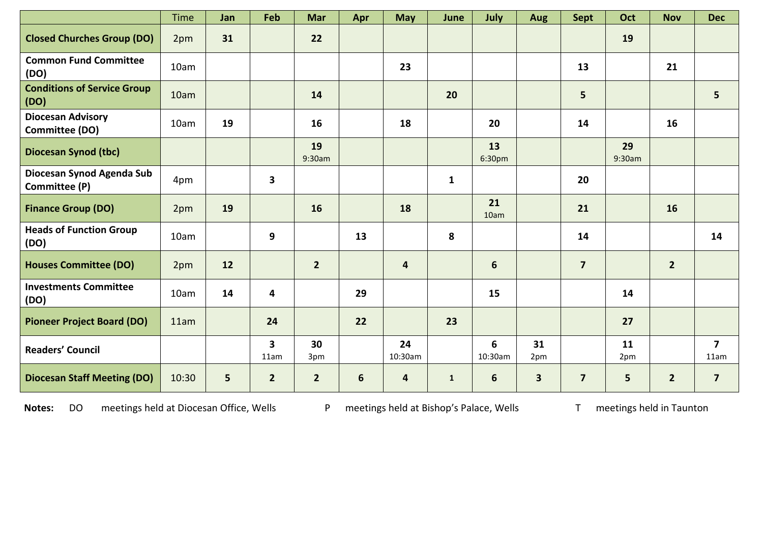| | Time | Jan | Feb | Mar | Apr | May | June | July | Aug | Sept | Oct | Nov | Dec |
|---|---|---|---|---|---|---|---|---|---|---|---|---|---|
| **Closed Churches Group (DO)** | 2pm | **31** | | **22** | | | | | | | **19** | | |
| **Common Fund Committee (DO)** | 10am | | | | | **23** | | | | **13** | | **21** | |
| **Conditions of Service Group (DO)** | 10am | | | **14** | | | **20** | | | **5** | | | **5** |
| **Diocesan Advisory Committee (DO)** | 10am | **19** | | **16** | | **18** | | **20** | | **14** | | **16** | |
| **Diocesan Synod (tbc)** | | | | **19** 9:30am | | | | **13** 6:30pm | | | **29** 9:30am | | |
| **Diocesan Synod Agenda Sub Committee (P)** | 4pm | | **3** | | | | **1** | | | **20** | | | |
| **Finance Group (DO)** | 2pm | **19** | | **16** | | **18** | | **21** 10am | | **21** | | **16** | |
| **Heads of Function Group (DO)** | 10am | | **9** | | **13** | | **8** | | | **14** | | | **14** |
| **Houses Committee (DO)** | 2pm | **12** | | **2** | | **4** | | **6** | | **7** | | **2** | |
| **Investments Committee (DO)** | 10am | **14** | **4** | | **29** | | | **15** | | | **14** | | |
| **Pioneer Project Board (DO)** | 11am | | **24** | | **22** | | **23** | | | | **27** | | |
| **Readers' Council** | | | **3** 11am | **30** 3pm | | **24** 10:30am | | **6** 10:30am | **31** 2pm | | **11** 2pm | | **7** 11am |
| **Diocesan Staff Meeting (DO)** | 10:30 | **5** | **2** | **2** | **6** | **4** | **1** | **6** | **3** | **7** | **5** | **2** | **7** |

**Notes:** DO meetings held at Diocesan Office, Wells  P meetings held at Bishop's Palace, Wells  T meetings held in Taunton